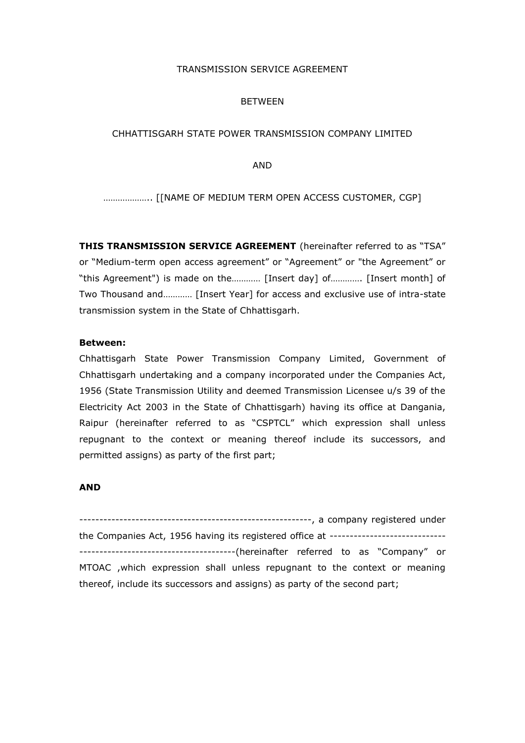TRANSMISSION SERVICE AGREEMENT

BETWEEN

CHHATTISGARH STATE POWER TRANSMISSION COMPANY LIMITED

AND

……………….. [[NAME OF MEDIUM TERM OPEN ACCESS CUSTOMER, CGP]

**THIS TRANSMISSION SERVICE AGREEMENT** (hereinafter referred to as "TSA" or "Medium-term open access agreement" or "Agreement" or "the Agreement" or "this Agreement") is made on the………… [Insert day] of…………. [Insert month] of Two Thousand and………… [Insert Year] for access and exclusive use of intra-state transmission system in the State of Chhattisgarh.

**Between:**

Chhattisgarh State Power Transmission Company Limited, Government of Chhattisgarh undertaking and a company incorporated under the Companies Act, 1956 (State Transmission Utility and deemed Transmission Licensee u/s 39 of the Electricity Act 2003 in the State of Chhattisgarh) having its office at Dangania, Raipur (hereinafter referred to as "CSPTCL" which expression shall unless repugnant to the context or meaning thereof include its successors, and permitted assigns) as party of the first part;

**AND**

---------------------------------------------------------, a company registered under the Companies Act, 1956 having its registered office at ------------------------------------------------------------------(hereinafter referred to as "Company" or MTOAC ,which expression shall unless repugnant to the context or meaning thereof, include its successors and assigns) as party of the second part;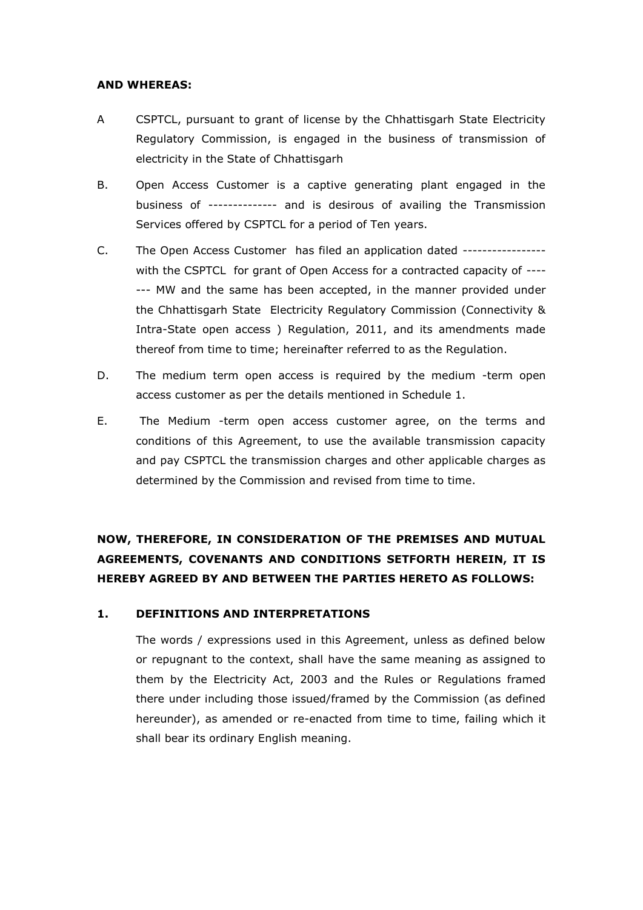**AND WHEREAS:**

A CSPTCL, pursuant to grant of license by the Chhattisgarh State Electricity Regulatory Commission, is engaged in the business of transmission of electricity in the State of Chhattisgarh

B. Open Access Customer is a captive generating plant engaged in the business of -------------- and is desirous of availing the Transmission Services offered by CSPTCL for a period of Ten years.

C. The Open Access Customer has filed an application dated ----------------- with the CSPTCL for grant of Open Access for a contracted capacity of ------- MW and the same has been accepted, in the manner provided under the Chhattisgarh State Electricity Regulatory Commission (Connectivity & Intra-State open access ) Regulation, 2011, and its amendments made thereof from time to time; hereinafter referred to as the Regulation.

D. The medium term open access is required by the medium -term open access customer as per the details mentioned in Schedule 1.

E. The Medium -term open access customer agree, on the terms and conditions of this Agreement, to use the available transmission capacity and pay CSPTCL the transmission charges and other applicable charges as determined by the Commission and revised from time to time.

**NOW, THEREFORE, IN CONSIDERATION OF THE PREMISES AND MUTUAL AGREEMENTS, COVENANTS AND CONDITIONS SETFORTH HEREIN, IT IS HEREBY AGREED BY AND BETWEEN THE PARTIES HERETO AS FOLLOWS:**

## 1. DEFINITIONS AND INTERPRETATIONS

The words / expressions used in this Agreement, unless as defined below or repugnant to the context, shall have the same meaning as assigned to them by the Electricity Act, 2003 and the Rules or Regulations framed there under including those issued/framed by the Commission (as defined hereunder), as amended or re-enacted from time to time, failing which it shall bear its ordinary English meaning.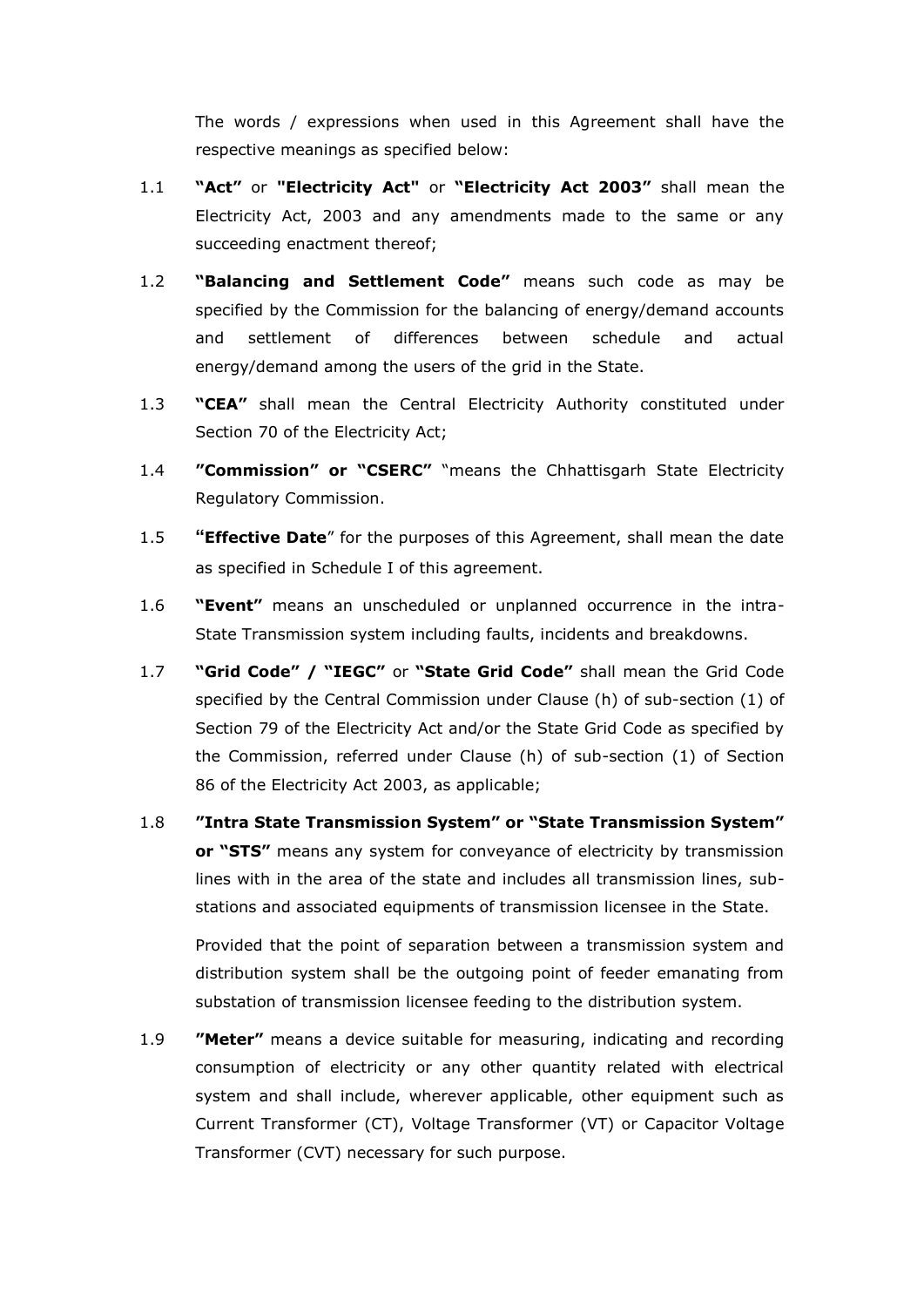The words / expressions when used in this Agreement shall have the respective meanings as specified below:

1.1 **"Act"** or **"Electricity Act"** or **"Electricity Act 2003"** shall mean the Electricity Act, 2003 and any amendments made to the same or any succeeding enactment thereof;

1.2 **"Balancing and Settlement Code"** means such code as may be specified by the Commission for the balancing of energy/demand accounts and settlement of differences between schedule and actual energy/demand among the users of the grid in the State.

1.3 **"CEA"** shall mean the Central Electricity Authority constituted under Section 70 of the Electricity Act;

1.4 **"Commission" or "CSERC"** "means the Chhattisgarh State Electricity Regulatory Commission.

1.5 **"Effective Date**" for the purposes of this Agreement, shall mean the date as specified in Schedule I of this agreement.

1.6 **"Event"** means an unscheduled or unplanned occurrence in the intra-State Transmission system including faults, incidents and breakdowns.

1.7 **"Grid Code" / "IEGC"** or **"State Grid Code"** shall mean the Grid Code specified by the Central Commission under Clause (h) of sub-section (1) of Section 79 of the Electricity Act and/or the State Grid Code as specified by the Commission, referred under Clause (h) of sub-section (1) of Section 86 of the Electricity Act 2003, as applicable;

1.8 **"Intra State Transmission System" or "State Transmission System" or "STS"** means any system for conveyance of electricity by transmission lines with in the area of the state and includes all transmission lines, sub-stations and associated equipments of transmission licensee in the State.

Provided that the point of separation between a transmission system and distribution system shall be the outgoing point of feeder emanating from substation of transmission licensee feeding to the distribution system.

1.9 **"Meter"** means a device suitable for measuring, indicating and recording consumption of electricity or any other quantity related with electrical system and shall include, wherever applicable, other equipment such as Current Transformer (CT), Voltage Transformer (VT) or Capacitor Voltage Transformer (CVT) necessary for such purpose.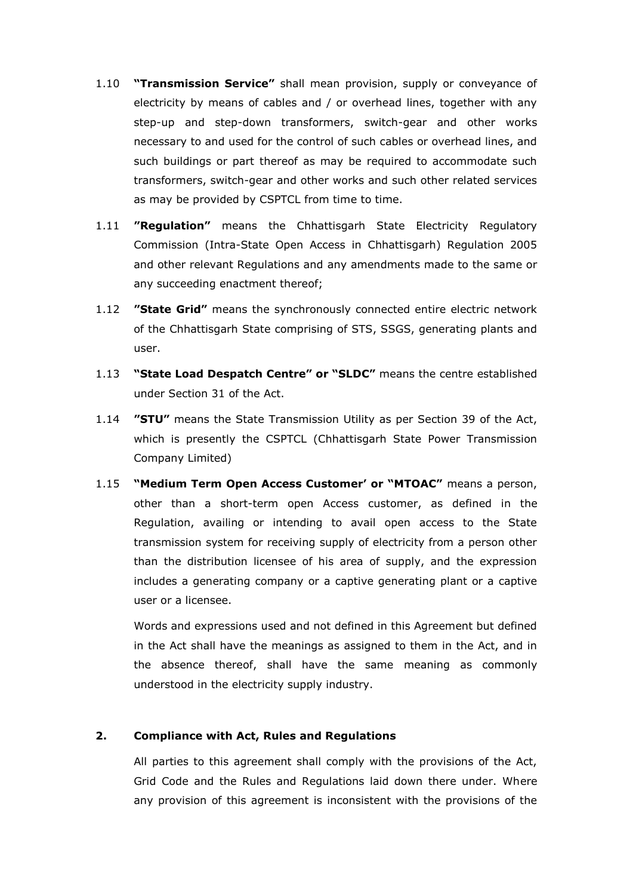1.10 **"Transmission Service"** shall mean provision, supply or conveyance of electricity by means of cables and / or overhead lines, together with any step-up and step-down transformers, switch-gear and other works necessary to and used for the control of such cables or overhead lines, and such buildings or part thereof as may be required to accommodate such transformers, switch-gear and other works and such other related services as may be provided by CSPTCL from time to time.

1.11 **"Regulation"** means the Chhattisgarh State Electricity Regulatory Commission (Intra-State Open Access in Chhattisgarh) Regulation 2005 and other relevant Regulations and any amendments made to the same or any succeeding enactment thereof;

1.12 **"State Grid"** means the synchronously connected entire electric network of the Chhattisgarh State comprising of STS, SSGS, generating plants and user.

1.13 **"State Load Despatch Centre" or "SLDC"** means the centre established under Section 31 of the Act.

1.14 **"STU"** means the State Transmission Utility as per Section 39 of the Act, which is presently the CSPTCL (Chhattisgarh State Power Transmission Company Limited)

1.15 **"Medium Term Open Access Customer' or "MTOAC"** means a person, other than a short-term open Access customer, as defined in the Regulation, availing or intending to avail open access to the State transmission system for receiving supply of electricity from a person other than the distribution licensee of his area of supply, and the expression includes a generating company or a captive generating plant or a captive user or a licensee.

Words and expressions used and not defined in this Agreement but defined in the Act shall have the meanings as assigned to them in the Act, and in the absence thereof, shall have the same meaning as commonly understood in the electricity supply industry.

## 2. Compliance with Act, Rules and Regulations

All parties to this agreement shall comply with the provisions of the Act, Grid Code and the Rules and Regulations laid down there under. Where any provision of this agreement is inconsistent with the provisions of the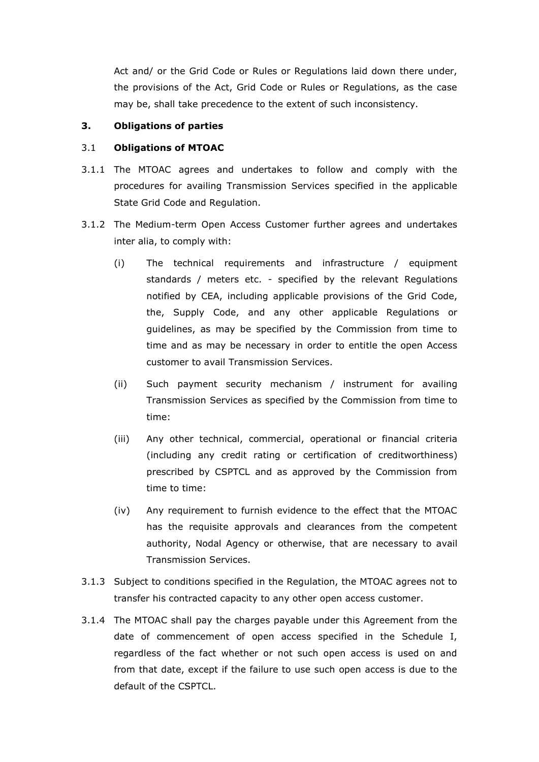Act and/ or the Grid Code or Rules or Regulations laid down there under, the provisions of the Act, Grid Code or Rules or Regulations, as the case may be, shall take precedence to the extent of such inconsistency.

## 3. Obligations of parties

### 3.1 Obligations of MTOAC

3.1.1 The MTOAC agrees and undertakes to follow and comply with the procedures for availing Transmission Services specified in the applicable State Grid Code and Regulation.

3.1.2 The Medium-term Open Access Customer further agrees and undertakes inter alia, to comply with:

(i) The technical requirements and infrastructure / equipment standards / meters etc. - specified by the relevant Regulations notified by CEA, including applicable provisions of the Grid Code, the, Supply Code, and any other applicable Regulations or guidelines, as may be specified by the Commission from time to time and as may be necessary in order to entitle the open Access customer to avail Transmission Services.

(ii) Such payment security mechanism / instrument for availing Transmission Services as specified by the Commission from time to time:

(iii) Any other technical, commercial, operational or financial criteria (including any credit rating or certification of creditworthiness) prescribed by CSPTCL and as approved by the Commission from time to time:

(iv) Any requirement to furnish evidence to the effect that the MTOAC has the requisite approvals and clearances from the competent authority, Nodal Agency or otherwise, that are necessary to avail Transmission Services.

3.1.3 Subject to conditions specified in the Regulation, the MTOAC agrees not to transfer his contracted capacity to any other open access customer.

3.1.4 The MTOAC shall pay the charges payable under this Agreement from the date of commencement of open access specified in the Schedule I, regardless of the fact whether or not such open access is used on and from that date, except if the failure to use such open access is due to the default of the CSPTCL.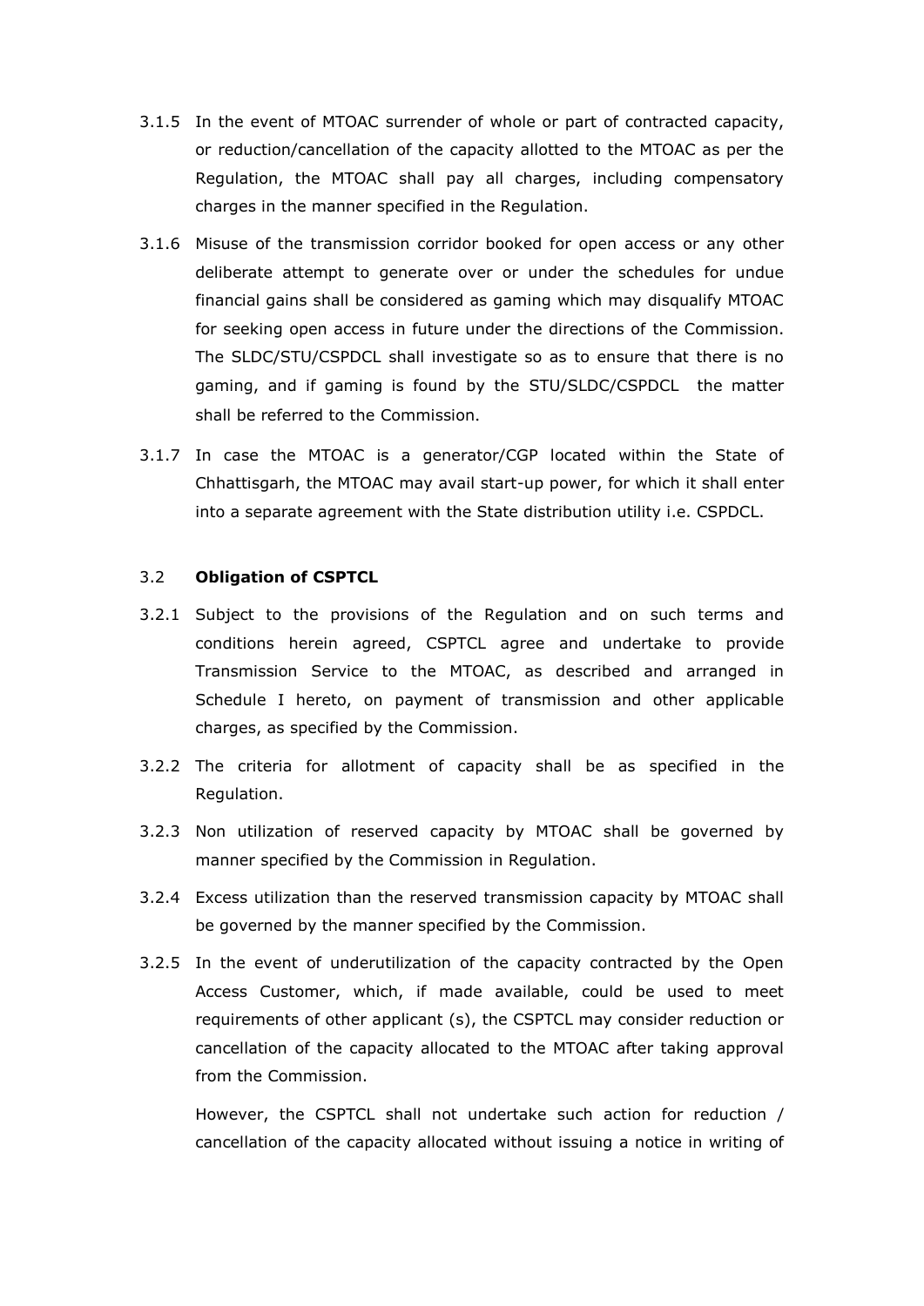3.1.5 In the event of MTOAC surrender of whole or part of contracted capacity, or reduction/cancellation of the capacity allotted to the MTOAC as per the Regulation, the MTOAC shall pay all charges, including compensatory charges in the manner specified in the Regulation.

3.1.6 Misuse of the transmission corridor booked for open access or any other deliberate attempt to generate over or under the schedules for undue financial gains shall be considered as gaming which may disqualify MTOAC for seeking open access in future under the directions of the Commission. The SLDC/STU/CSPDCL shall investigate so as to ensure that there is no gaming, and if gaming is found by the STU/SLDC/CSPDCL the matter shall be referred to the Commission.

3.1.7 In case the MTOAC is a generator/CGP located within the State of Chhattisgarh, the MTOAC may avail start-up power, for which it shall enter into a separate agreement with the State distribution utility i.e. CSPDCL.

3.2 **Obligation of CSPTCL**

3.2.1 Subject to the provisions of the Regulation and on such terms and conditions herein agreed, CSPTCL agree and undertake to provide Transmission Service to the MTOAC, as described and arranged in Schedule I hereto, on payment of transmission and other applicable charges, as specified by the Commission.

3.2.2 The criteria for allotment of capacity shall be as specified in the Regulation.

3.2.3 Non utilization of reserved capacity by MTOAC shall be governed by manner specified by the Commission in Regulation.

3.2.4 Excess utilization than the reserved transmission capacity by MTOAC shall be governed by the manner specified by the Commission.

3.2.5 In the event of underutilization of the capacity contracted by the Open Access Customer, which, if made available, could be used to meet requirements of other applicant (s), the CSPTCL may consider reduction or cancellation of the capacity allocated to the MTOAC after taking approval from the Commission.

However, the CSPTCL shall not undertake such action for reduction / cancellation of the capacity allocated without issuing a notice in writing of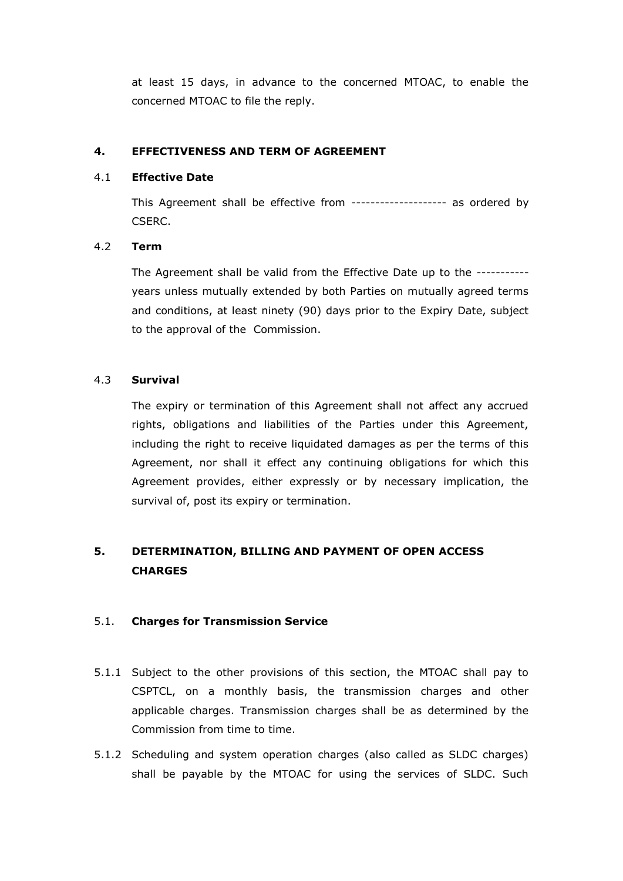at least 15 days, in advance to the concerned MTOAC, to enable the concerned MTOAC to file the reply.

## 4. EFFECTIVENESS AND TERM OF AGREEMENT

### 4.1 Effective Date

This Agreement shall be effective from -------------------- as ordered by CSERC.

### 4.2 Term

The Agreement shall be valid from the Effective Date up to the ---------- years unless mutually extended by both Parties on mutually agreed terms and conditions, at least ninety (90) days prior to the Expiry Date, subject to the approval of the Commission.

### 4.3 Survival

The expiry or termination of this Agreement shall not affect any accrued rights, obligations and liabilities of the Parties under this Agreement, including the right to receive liquidated damages as per the terms of this Agreement, nor shall it effect any continuing obligations for which this Agreement provides, either expressly or by necessary implication, the survival of, post its expiry or termination.

## 5. DETERMINATION, BILLING AND PAYMENT OF OPEN ACCESS CHARGES

### 5.1. Charges for Transmission Service

5.1.1 Subject to the other provisions of this section, the MTOAC shall pay to CSPTCL, on a monthly basis, the transmission charges and other applicable charges. Transmission charges shall be as determined by the Commission from time to time.

5.1.2 Scheduling and system operation charges (also called as SLDC charges) shall be payable by the MTOAC for using the services of SLDC. Such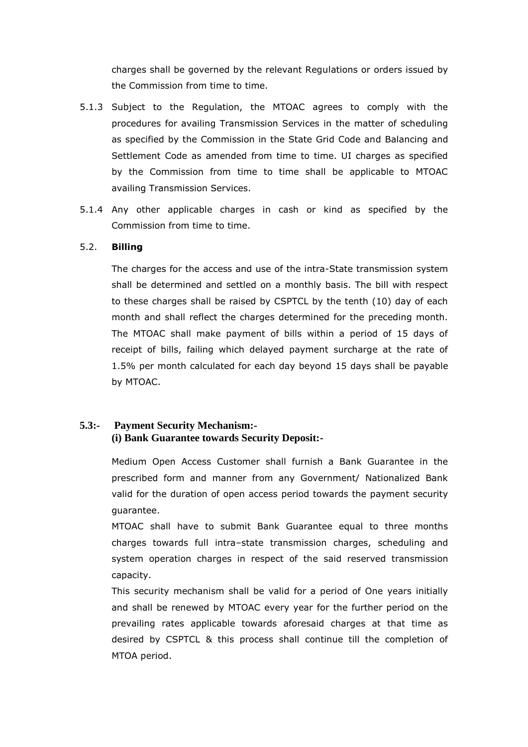charges shall be governed by the relevant Regulations or orders issued by the Commission from time to time.

5.1.3 Subject to the Regulation, the MTOAC agrees to comply with the procedures for availing Transmission Services in the matter of scheduling as specified by the Commission in the State Grid Code and Balancing and Settlement Code as amended from time to time. UI charges as specified by the Commission from time to time shall be applicable to MTOAC availing Transmission Services.

5.1.4 Any other applicable charges in cash or kind as specified by the Commission from time to time.

5.2. **Billing**

The charges for the access and use of the intra-State transmission system shall be determined and settled on a monthly basis. The bill with respect to these charges shall be raised by CSPTCL by the tenth (10) day of each month and shall reflect the charges determined for the preceding month. The MTOAC shall make payment of bills within a period of 15 days of receipt of bills, failing which delayed payment surcharge at the rate of 1.5% per month calculated for each day beyond 15 days shall be payable by MTOAC.

**5.3:- Payment Security Mechanism:-**
**(i) Bank Guarantee towards Security Deposit:-**

Medium Open Access Customer shall furnish a Bank Guarantee in the prescribed form and manner from any Government/ Nationalized Bank valid for the duration of open access period towards the payment security guarantee.

MTOAC shall have to submit Bank Guarantee equal to three months charges towards full intra–state transmission charges, scheduling and system operation charges in respect of the said reserved transmission capacity.

This security mechanism shall be valid for a period of One years initially and shall be renewed by MTOAC every year for the further period on the prevailing rates applicable towards aforesaid charges at that time as desired by CSPTCL & this process shall continue till the completion of MTOA period.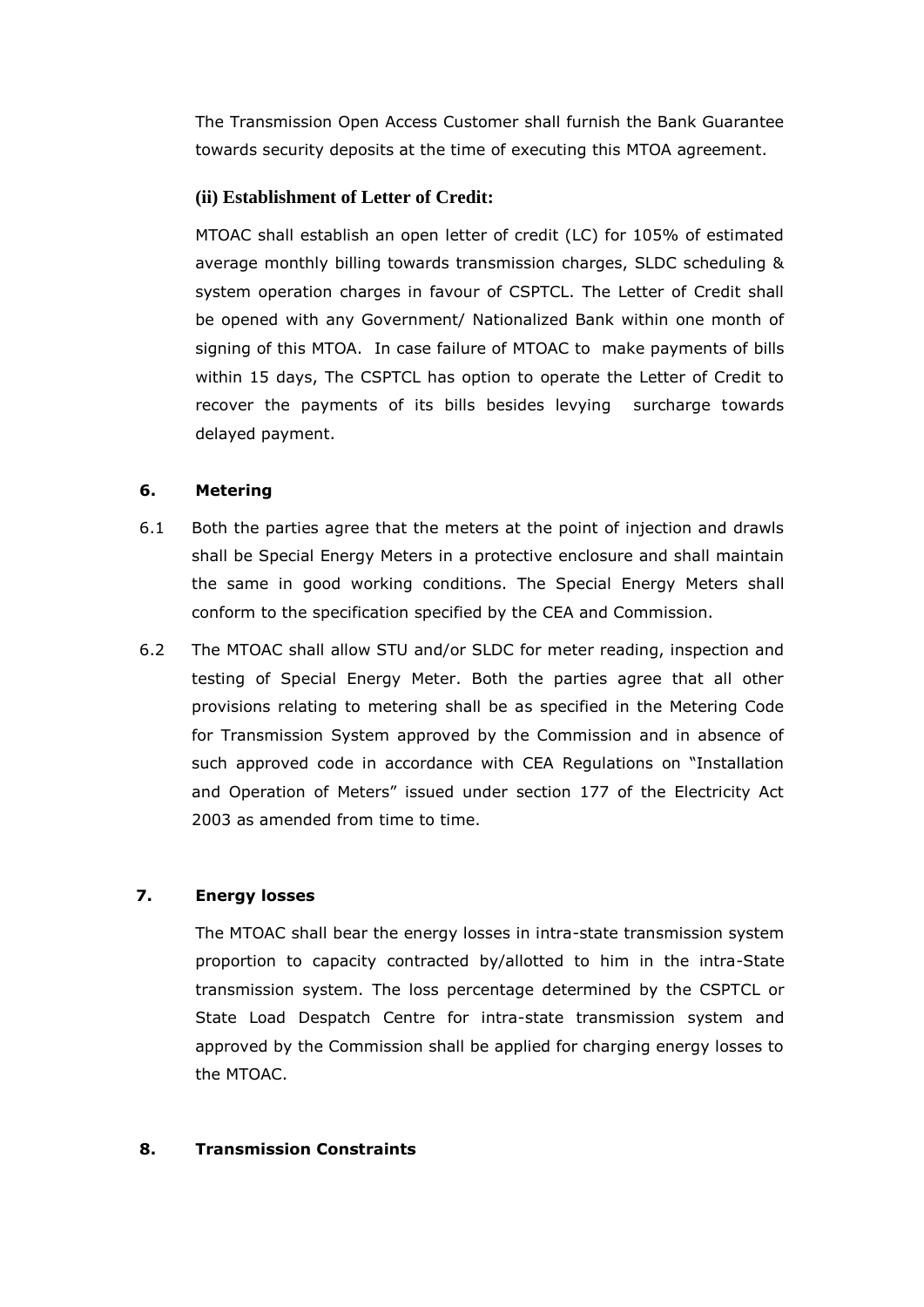The Transmission Open Access Customer shall furnish the Bank Guarantee towards security deposits at the time of executing this MTOA agreement.

**(ii) Establishment of Letter of Credit:**

MTOAC shall establish an open letter of credit (LC) for 105% of estimated average monthly billing towards transmission charges, SLDC scheduling & system operation charges in favour of CSPTCL. The Letter of Credit shall be opened with any Government/ Nationalized Bank within one month of signing of this MTOA. In case failure of MTOAC to make payments of bills within 15 days, The CSPTCL has option to operate the Letter of Credit to recover the payments of its bills besides levying surcharge towards delayed payment.

**6. Metering**

6.1 Both the parties agree that the meters at the point of injection and drawls shall be Special Energy Meters in a protective enclosure and shall maintain the same in good working conditions. The Special Energy Meters shall conform to the specification specified by the CEA and Commission.

6.2 The MTOAC shall allow STU and/or SLDC for meter reading, inspection and testing of Special Energy Meter. Both the parties agree that all other provisions relating to metering shall be as specified in the Metering Code for Transmission System approved by the Commission and in absence of such approved code in accordance with CEA Regulations on "Installation and Operation of Meters" issued under section 177 of the Electricity Act 2003 as amended from time to time.

**7. Energy losses**

The MTOAC shall bear the energy losses in intra-state transmission system proportion to capacity contracted by/allotted to him in the intra-State transmission system. The loss percentage determined by the CSPTCL or State Load Despatch Centre for intra-state transmission system and approved by the Commission shall be applied for charging energy losses to the MTOAC.

**8. Transmission Constraints**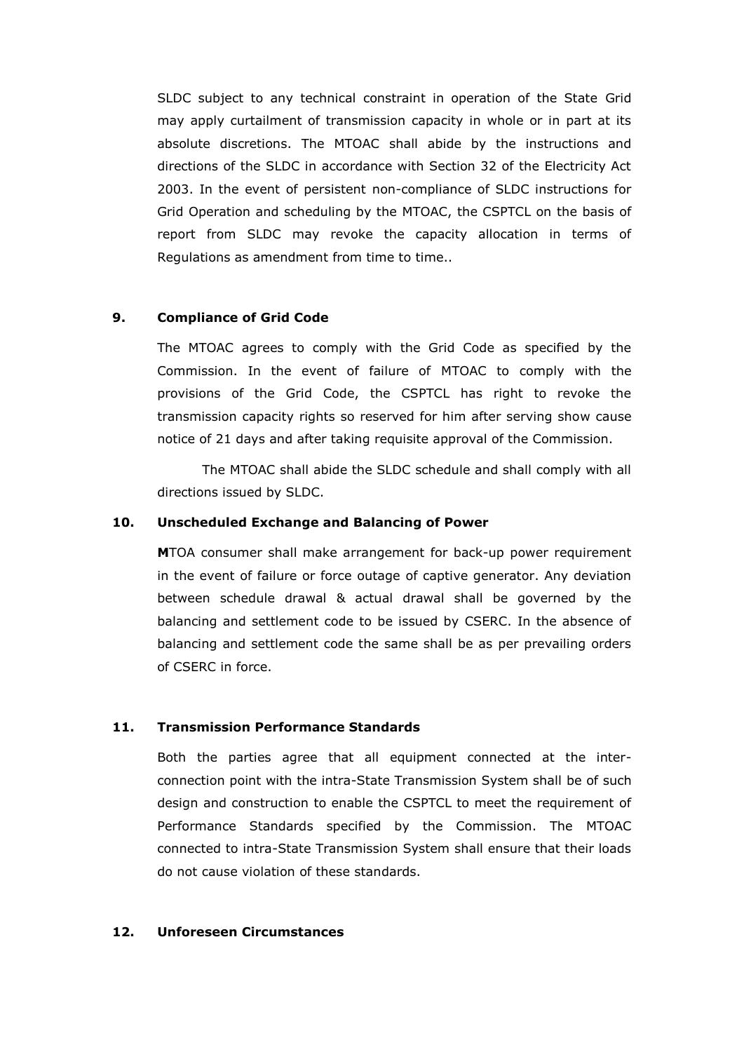SLDC subject to any technical constraint in operation of the State Grid may apply curtailment of transmission capacity in whole or in part at its absolute discretions. The MTOAC shall abide by the instructions and directions of the SLDC in accordance with Section 32 of the Electricity Act 2003. In the event of persistent non-compliance of SLDC instructions for Grid Operation and scheduling by the MTOAC, the CSPTCL on the basis of report from SLDC may revoke the capacity allocation in terms of Regulations as amendment from time to time..

**9. Compliance of Grid Code**

The MTOAC agrees to comply with the Grid Code as specified by the Commission. In the event of failure of MTOAC to comply with the provisions of the Grid Code, the CSPTCL has right to revoke the transmission capacity rights so reserved for him after serving show cause notice of 21 days and after taking requisite approval of the Commission.

The MTOAC shall abide the SLDC schedule and shall comply with all directions issued by SLDC.

**10. Unscheduled Exchange and Balancing of Power**

**M**TOA consumer shall make arrangement for back-up power requirement in the event of failure or force outage of captive generator. Any deviation between schedule drawal & actual drawal shall be governed by the balancing and settlement code to be issued by CSERC. In the absence of balancing and settlement code the same shall be as per prevailing orders of CSERC in force.

**11. Transmission Performance Standards**

Both the parties agree that all equipment connected at the inter-connection point with the intra-State Transmission System shall be of such design and construction to enable the CSPTCL to meet the requirement of Performance Standards specified by the Commission. The MTOAC connected to intra-State Transmission System shall ensure that their loads do not cause violation of these standards.

**12. Unforeseen Circumstances**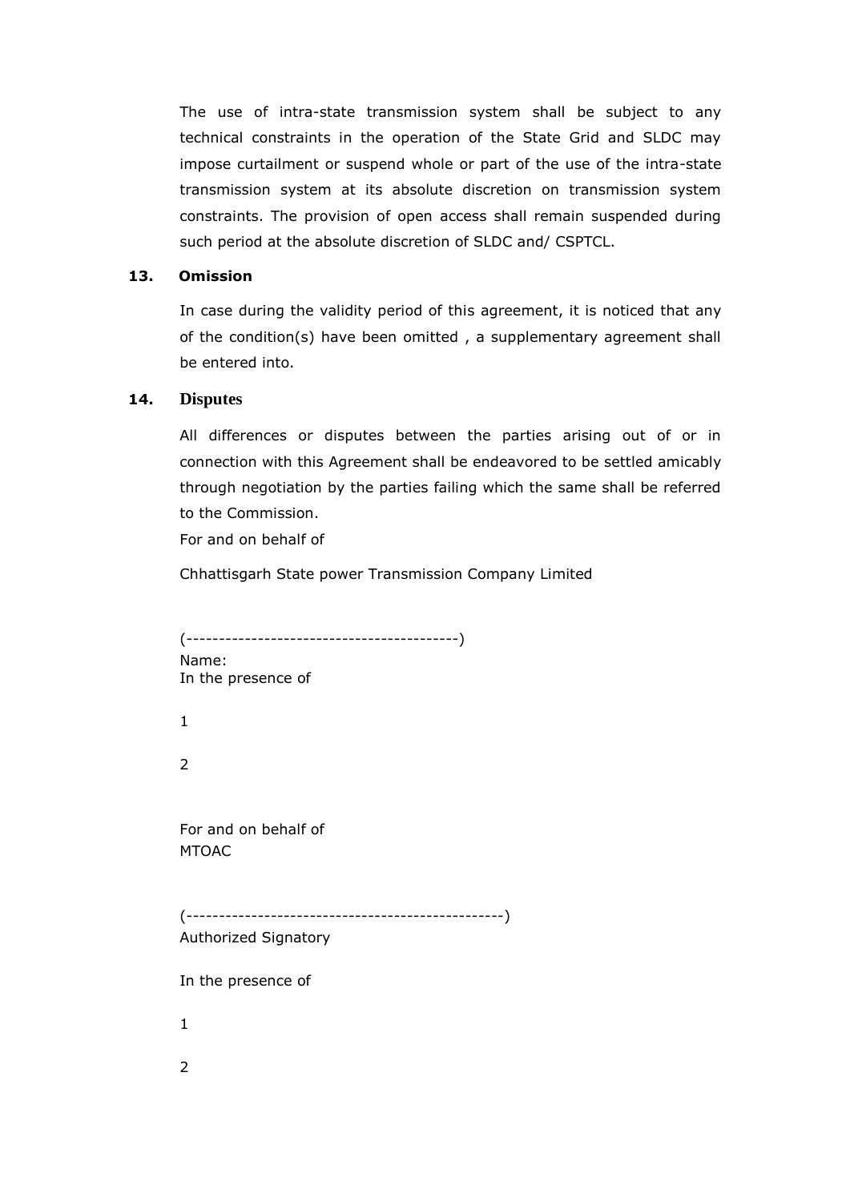The use of intra-state transmission system shall be subject to any technical constraints in the operation of the State Grid and SLDC may impose curtailment or suspend whole or part of the use of the intra-state transmission system at its absolute discretion on transmission system constraints. The provision of open access shall remain suspended during such period at the absolute discretion of SLDC and/ CSPTCL.

**13. Omission**

In case during the validity period of this agreement, it is noticed that any of the condition(s) have been omitted , a supplementary agreement shall be entered into.

**14. Disputes**

All differences or disputes between the parties arising out of or in connection with this Agreement shall be endeavored to be settled amicably through negotiation by the parties failing which the same shall be referred to the Commission.

For and on behalf of

Chhattisgarh State power Transmission Company Limited

(------------------------------------------)
Name:
In the presence of

1

2

For and on behalf of
MTOAC

(-------------------------------------------------)
Authorized Signatory

In the presence of

1

2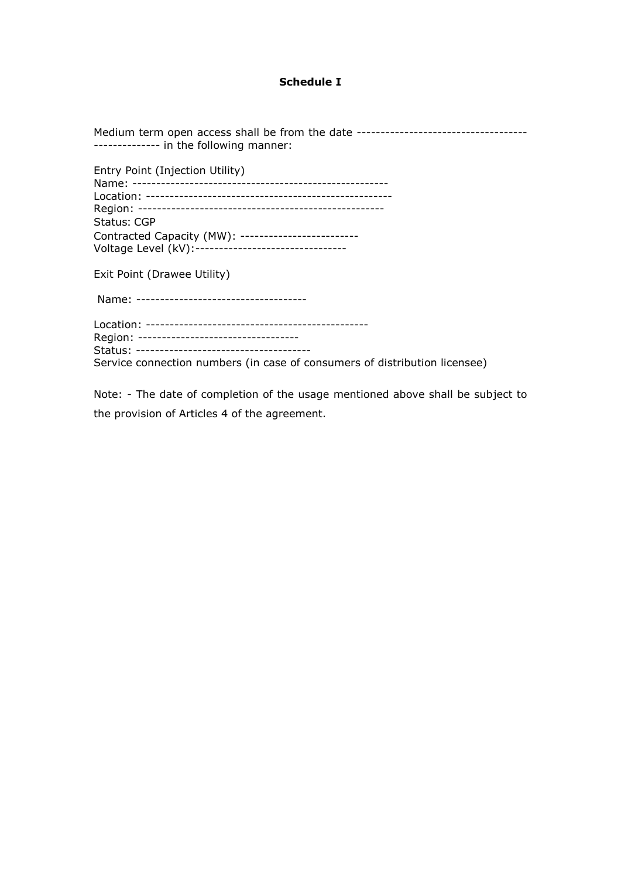**Schedule I**

Medium term open access shall be from the date ------------------------------------------------ in the following manner:

Entry Point (Injection Utility)
Name: ----------------------------------------------------
Location: ---------------------------------------------------
Region: --------------------------------------------------
Status: CGP
Contracted Capacity (MW): -------------------------
Voltage Level (kV):--------------------------------

Exit Point (Drawee Utility)

Name: -----------------------------------

Location: ----------------------------------------------
Region: ---------------------------------
Status: ------------------------------------
Service connection numbers (in case of consumers of distribution licensee)

Note: - The date of completion of the usage mentioned above shall be subject to the provision of Articles 4 of the agreement.